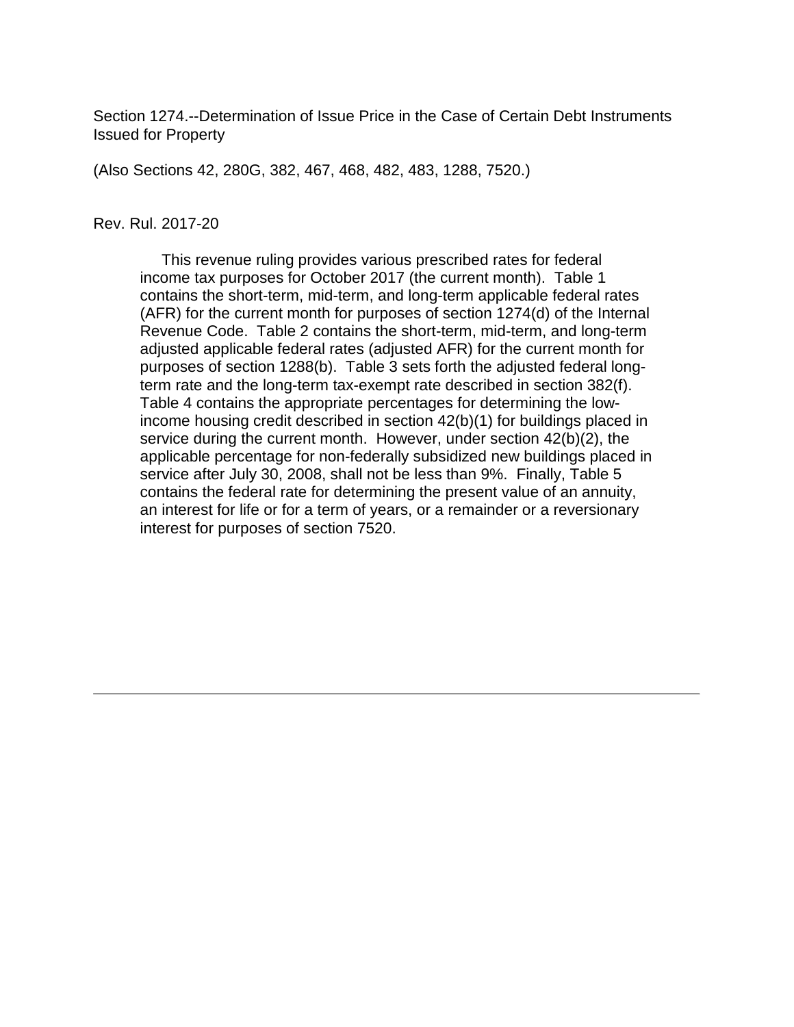Section 1274.--Determination of Issue Price in the Case of Certain Debt Instruments Issued for Property

(Also Sections 42, 280G, 382, 467, 468, 482, 483, 1288, 7520.)

Rev. Rul. 2017-20

This revenue ruling provides various prescribed rates for federal income tax purposes for October 2017 (the current month). Table 1 contains the short-term, mid-term, and long-term applicable federal rates (AFR) for the current month for purposes of section 1274(d) of the Internal Revenue Code. Table 2 contains the short-term, mid-term, and long-term adjusted applicable federal rates (adjusted AFR) for the current month for purposes of section 1288(b). Table 3 sets forth the adjusted federal long-term rate and the long-term tax-exempt rate described in section 382(f). Table 4 contains the appropriate percentages for determining the low-income housing credit described in section 42(b)(1) for buildings placed in service during the current month. However, under section 42(b)(2), the applicable percentage for non-federally subsidized new buildings placed in service after July 30, 2008, shall not be less than 9%. Finally, Table 5 contains the federal rate for determining the present value of an annuity, an interest for life or for a term of years, or a remainder or a reversionary interest for purposes of section 7520.

---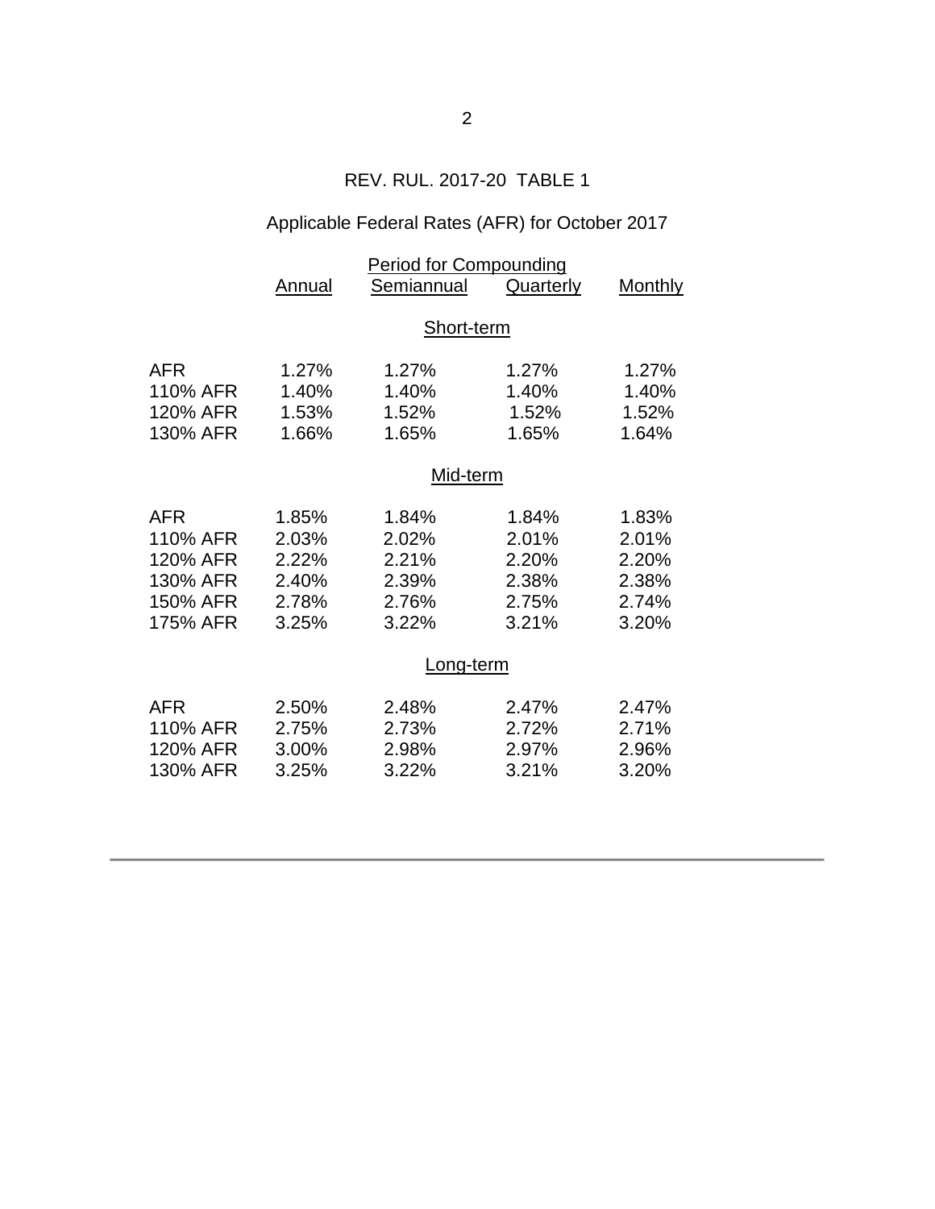REV. RUL. 2017-20 TABLE 1

Applicable Federal Rates (AFR) for October 2017

| | Period for Compounding | | | |
|---|---|---|---|---|
| | Annual | Semiannual | Quarterly | Monthly |
| **Short-term** | | | | |
| AFR | 1.27% | 1.27% | 1.27% | 1.27% |
| 110% AFR | 1.40% | 1.40% | 1.40% | 1.40% |
| 120% AFR | 1.53% | 1.52% | 1.52% | 1.52% |
| 130% AFR | 1.66% | 1.65% | 1.65% | 1.64% |
| **Mid-term** | | | | |
| AFR | 1.85% | 1.84% | 1.84% | 1.83% |
| 110% AFR | 2.03% | 2.02% | 2.01% | 2.01% |
| 120% AFR | 2.22% | 2.21% | 2.20% | 2.20% |
| 130% AFR | 2.40% | 2.39% | 2.38% | 2.38% |
| 150% AFR | 2.78% | 2.76% | 2.75% | 2.74% |
| 175% AFR | 3.25% | 3.22% | 3.21% | 3.20% |
| **Long-term** | | | | |
| AFR | 2.50% | 2.48% | 2.47% | 2.47% |
| 110% AFR | 2.75% | 2.73% | 2.72% | 2.71% |
| 120% AFR | 3.00% | 2.98% | 2.97% | 2.96% |
| 130% AFR | 3.25% | 3.22% | 3.21% | 3.20% |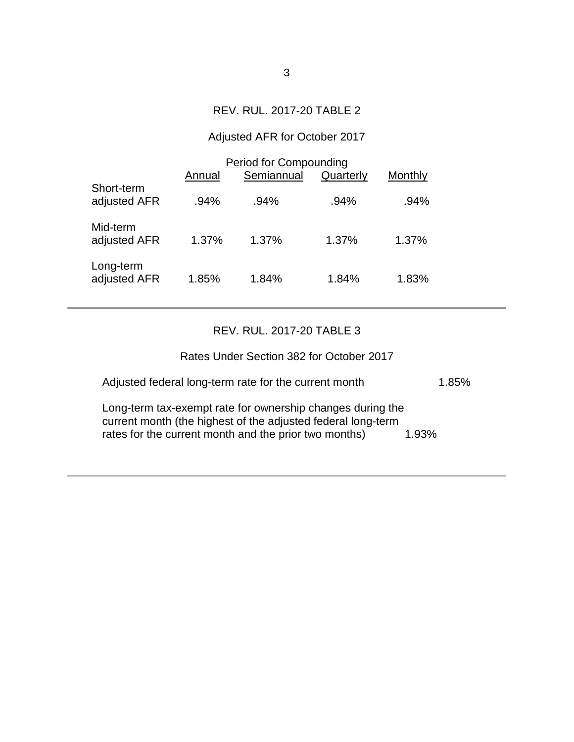REV. RUL. 2017-20 TABLE 2

Adjusted AFR for October 2017

| | Period for Compounding | | | |
|---|---|---|---|---|
| | Annual | Semiannual | Quarterly | Monthly |
| Short-term adjusted AFR | .94% | .94% | .94% | .94% |
| Mid-term adjusted AFR | 1.37% | 1.37% | 1.37% | 1.37% |
| Long-term adjusted AFR | 1.85% | 1.84% | 1.84% | 1.83% |

REV. RUL. 2017-20 TABLE 3

Rates Under Section 382 for October 2017

| | |
|---|---|
| Adjusted federal long-term rate for the current month | 1.85% |
| Long-term tax-exempt rate for ownership changes during the current month (the highest of the adjusted federal long-term rates for the current month and the prior two months) | 1.93% |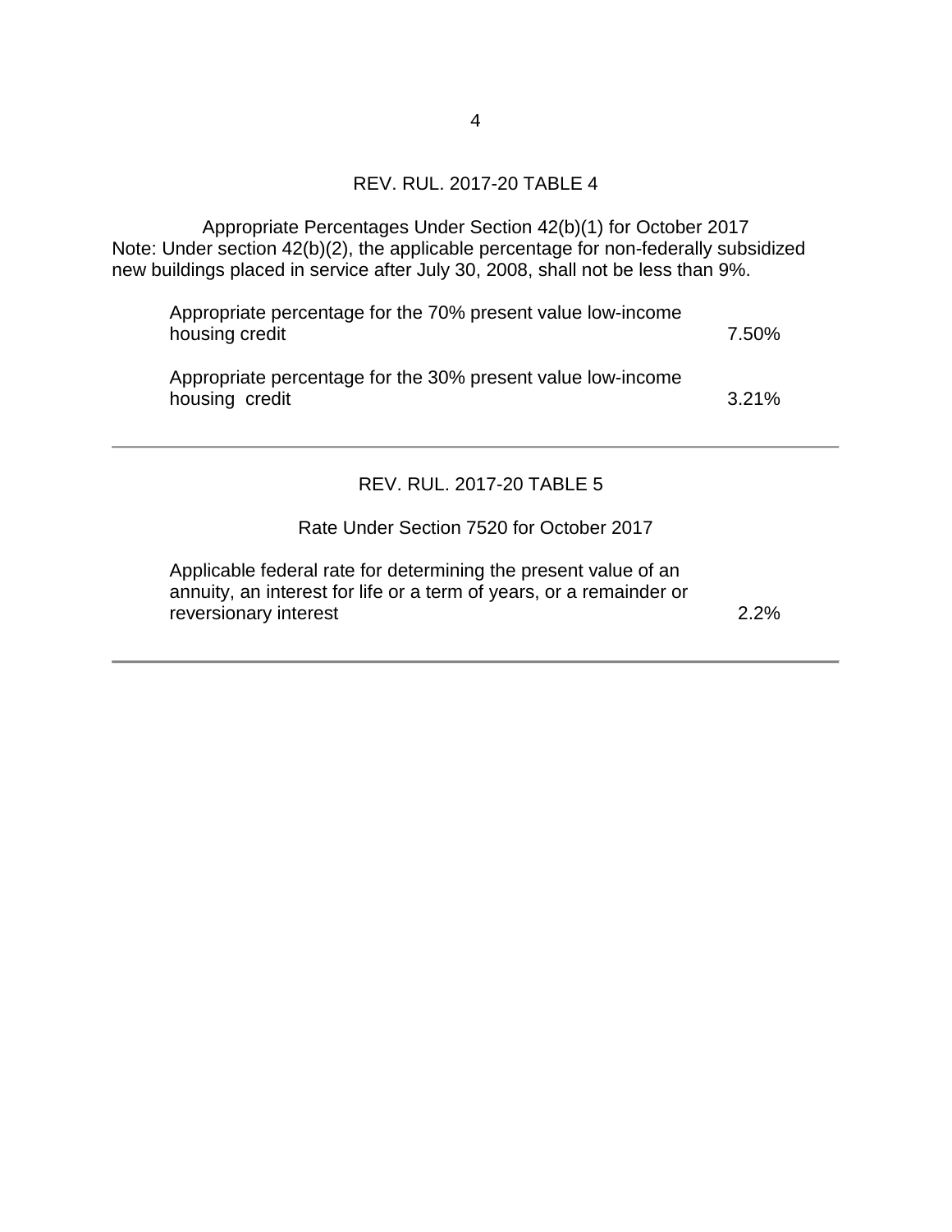## REV. RUL. 2017-20 TABLE 4

Appropriate Percentages Under Section 42(b)(1) for October 2017

Note: Under section 42(b)(2), the applicable percentage for non-federally subsidized new buildings placed in service after July 30, 2008, shall not be less than 9%.

| | |
|---|---|
| Appropriate percentage for the 70% present value low-income housing credit | 7.50% |
| Appropriate percentage for the 30% present value low-income housing credit | 3.21% |

---

## REV. RUL. 2017-20 TABLE 5

Rate Under Section 7520 for October 2017

| | |
|---|---|
| Applicable federal rate for determining the present value of an annuity, an interest for life or a term of years, or a remainder or reversionary interest | 2.2% |

---